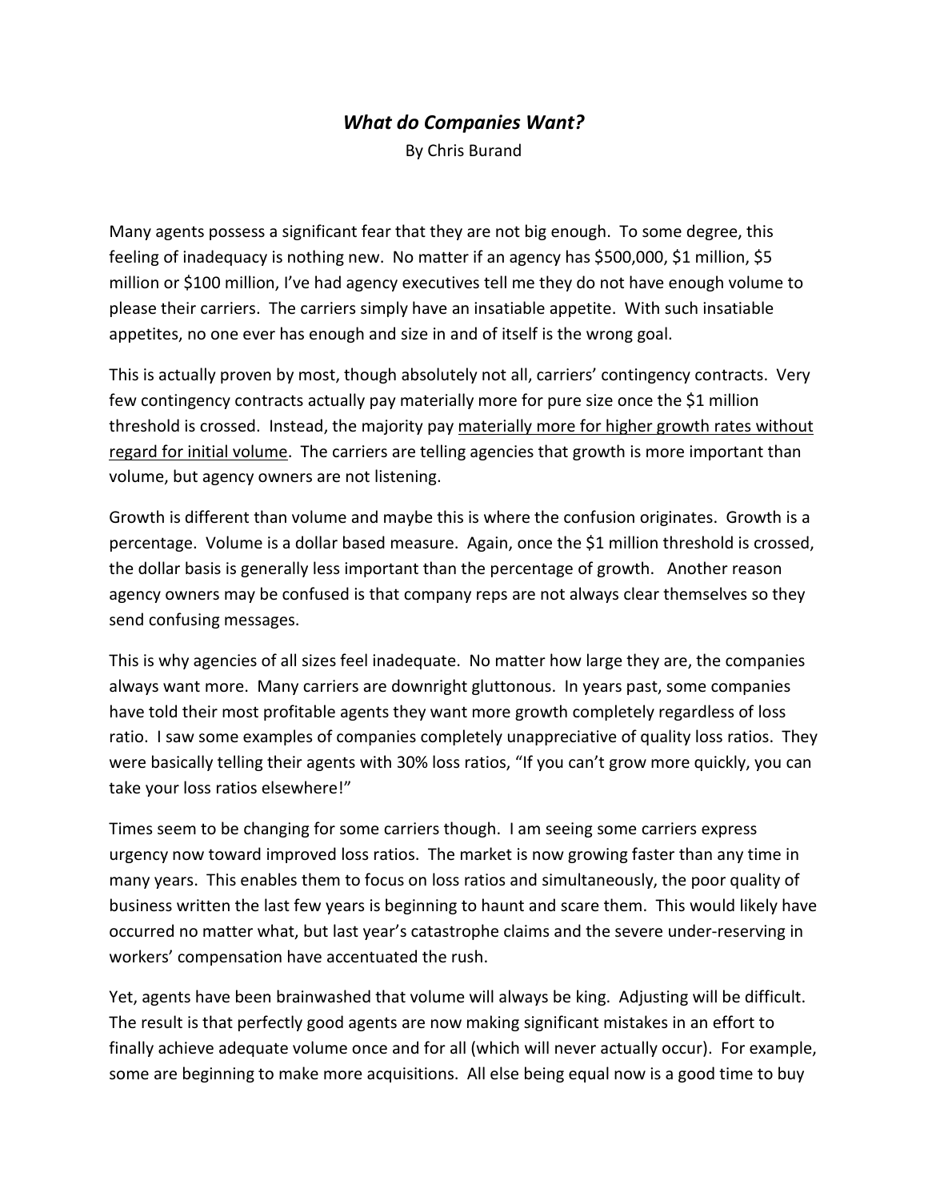## *What do Companies Want?*

By Chris Burand

Many agents possess a significant fear that they are not big enough. To some degree, this feeling of inadequacy is nothing new. No matter if an agency has $500,000, $1 million, $5 million or $100 million, I've had agency executives tell me they do not have enough volume to please their carriers. The carriers simply have an insatiable appetite. With such insatiable appetites, no one ever has enough and size in and of itself is the wrong goal.

This is actually proven by most, though absolutely not all, carriers' contingency contracts. Very few contingency contracts actually pay materially more for pure size once the $1 million threshold is crossed. Instead, the majority pay <u>materially more for higher growth rates without regard for initial volume</u>. The carriers are telling agencies that growth is more important than volume, but agency owners are not listening.

Growth is different than volume and maybe this is where the confusion originates. Growth is a percentage. Volume is a dollar based measure. Again, once the $1 million threshold is crossed, the dollar basis is generally less important than the percentage of growth. Another reason agency owners may be confused is that company reps are not always clear themselves so they send confusing messages.

This is why agencies of all sizes feel inadequate. No matter how large they are, the companies always want more. Many carriers are downright gluttonous. In years past, some companies have told their most profitable agents they want more growth completely regardless of loss ratio. I saw some examples of companies completely unappreciative of quality loss ratios. They were basically telling their agents with 30% loss ratios, "If you can't grow more quickly, you can take your loss ratios elsewhere!"

Times seem to be changing for some carriers though. I am seeing some carriers express urgency now toward improved loss ratios. The market is now growing faster than any time in many years. This enables them to focus on loss ratios and simultaneously, the poor quality of business written the last few years is beginning to haunt and scare them. This would likely have occurred no matter what, but last year's catastrophe claims and the severe under-reserving in workers' compensation have accentuated the rush.

Yet, agents have been brainwashed that volume will always be king. Adjusting will be difficult. The result is that perfectly good agents are now making significant mistakes in an effort to finally achieve adequate volume once and for all (which will never actually occur). For example, some are beginning to make more acquisitions. All else being equal now is a good time to buy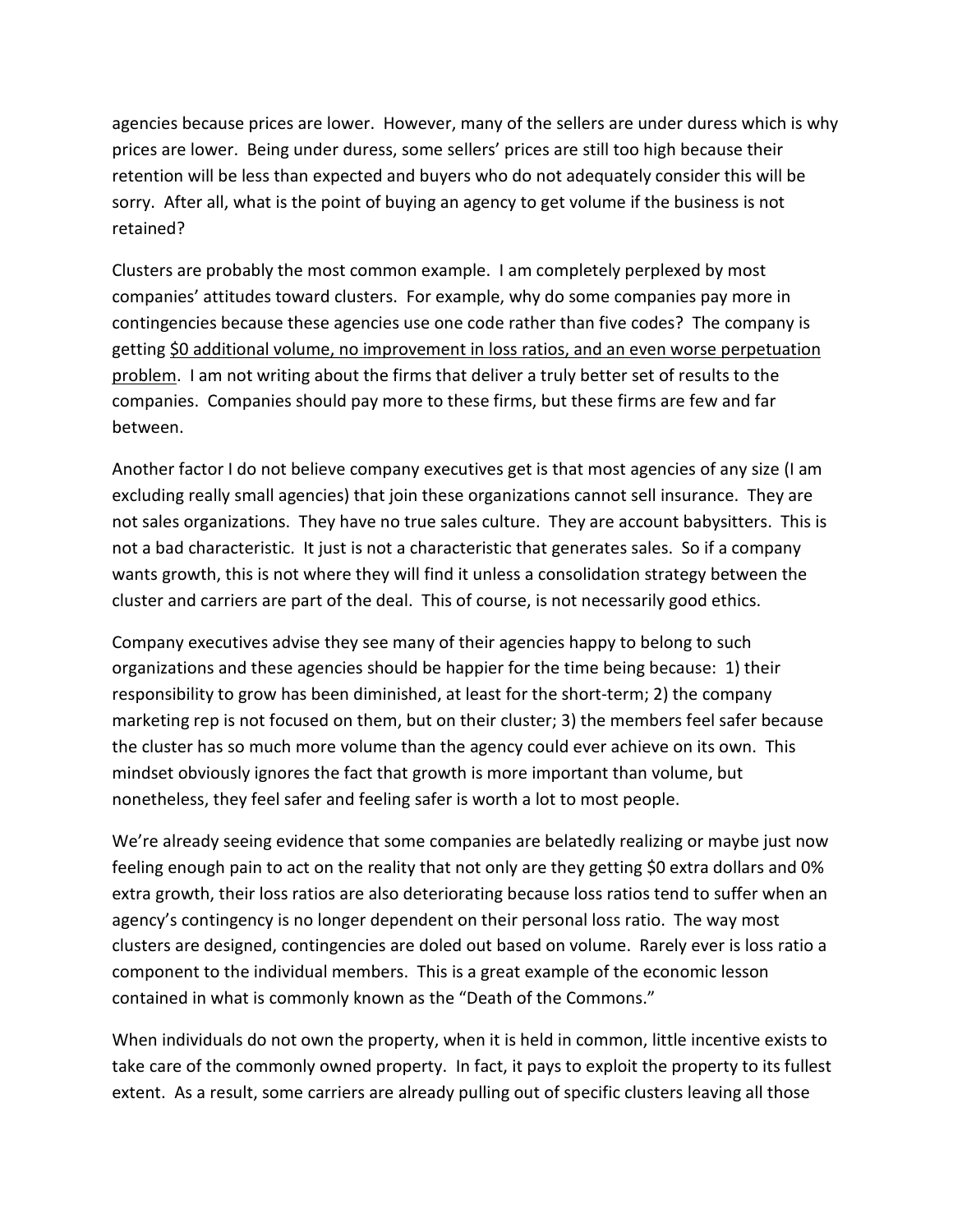agencies because prices are lower. However, many of the sellers are under duress which is why prices are lower. Being under duress, some sellers' prices are still too high because their retention will be less than expected and buyers who do not adequately consider this will be sorry. After all, what is the point of buying an agency to get volume if the business is not retained?

Clusters are probably the most common example. I am completely perplexed by most companies' attitudes toward clusters. For example, why do some companies pay more in contingencies because these agencies use one code rather than five codes? The company is getting <u>$0 additional volume, no improvement in loss ratios, and an even worse perpetuation problem</u>. I am not writing about the firms that deliver a truly better set of results to the companies. Companies should pay more to these firms, but these firms are few and far between.

Another factor I do not believe company executives get is that most agencies of any size (I am excluding really small agencies) that join these organizations cannot sell insurance. They are not sales organizations. They have no true sales culture. They are account babysitters. This is not a bad characteristic. It just is not a characteristic that generates sales. So if a company wants growth, this is not where they will find it unless a consolidation strategy between the cluster and carriers are part of the deal. This of course, is not necessarily good ethics.

Company executives advise they see many of their agencies happy to belong to such organizations and these agencies should be happier for the time being because: 1) their responsibility to grow has been diminished, at least for the short-term; 2) the company marketing rep is not focused on them, but on their cluster; 3) the members feel safer because the cluster has so much more volume than the agency could ever achieve on its own. This mindset obviously ignores the fact that growth is more important than volume, but nonetheless, they feel safer and feeling safer is worth a lot to most people.

We're already seeing evidence that some companies are belatedly realizing or maybe just now feeling enough pain to act on the reality that not only are they getting $0 extra dollars and 0% extra growth, their loss ratios are also deteriorating because loss ratios tend to suffer when an agency's contingency is no longer dependent on their personal loss ratio. The way most clusters are designed, contingencies are doled out based on volume. Rarely ever is loss ratio a component to the individual members. This is a great example of the economic lesson contained in what is commonly known as the "Death of the Commons."

When individuals do not own the property, when it is held in common, little incentive exists to take care of the commonly owned property. In fact, it pays to exploit the property to its fullest extent. As a result, some carriers are already pulling out of specific clusters leaving all those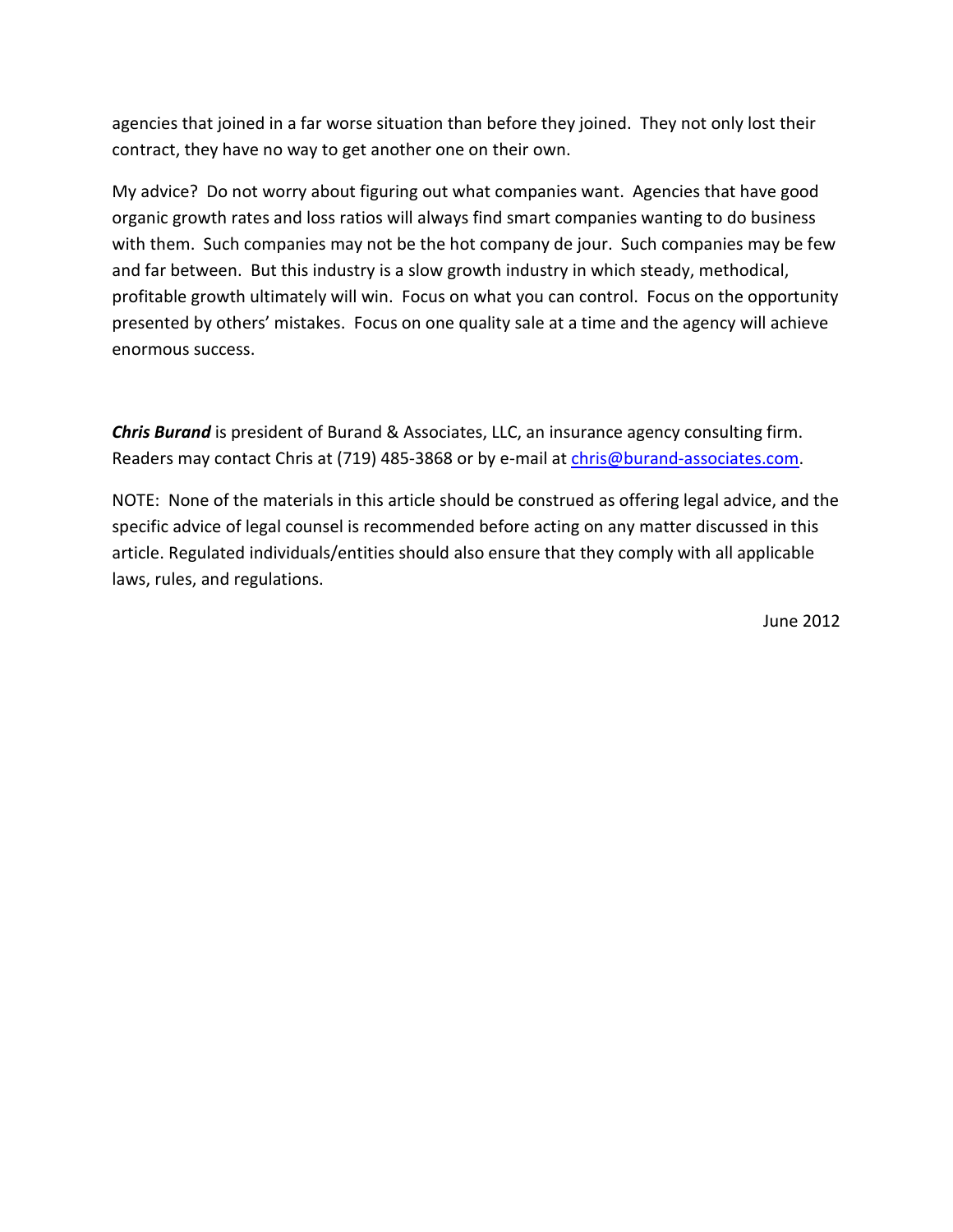agencies that joined in a far worse situation than before they joined. They not only lost their contract, they have no way to get another one on their own.

My advice? Do not worry about figuring out what companies want. Agencies that have good organic growth rates and loss ratios will always find smart companies wanting to do business with them. Such companies may not be the hot company de jour. Such companies may be few and far between. But this industry is a slow growth industry in which steady, methodical, profitable growth ultimately will win. Focus on what you can control. Focus on the opportunity presented by others' mistakes. Focus on one quality sale at a time and the agency will achieve enormous success.

***Chris Burand*** is president of Burand & Associates, LLC, an insurance agency consulting firm. Readers may contact Chris at (719) 485-3868 or by e-mail at [chris@burand-associates.com](mailto:chris@burand-associates.com).

NOTE: None of the materials in this article should be construed as offering legal advice, and the specific advice of legal counsel is recommended before acting on any matter discussed in this article. Regulated individuals/entities should also ensure that they comply with all applicable laws, rules, and regulations.

June 2012